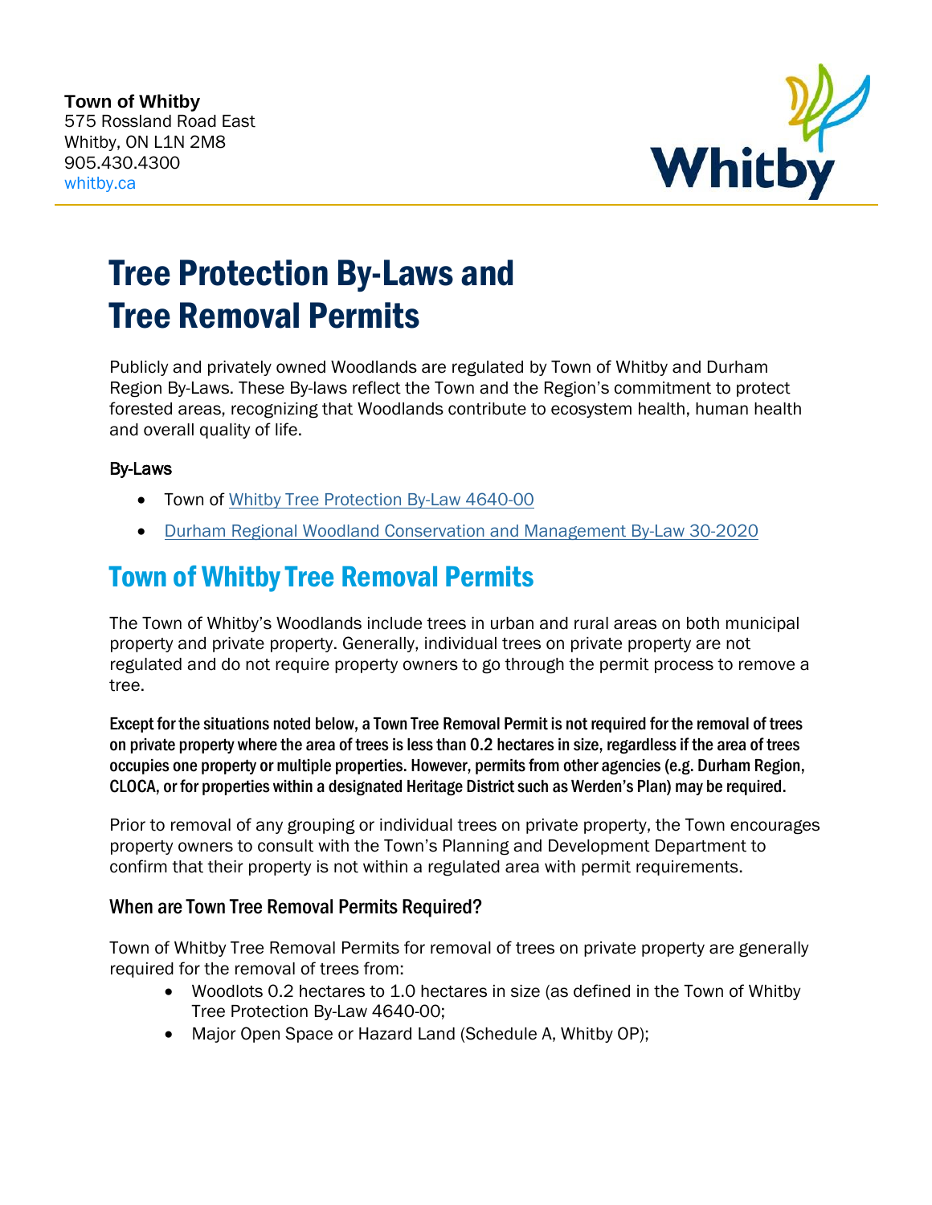**Town of Whitby**
575 Rossland Road East
Whitby, ON L1N 2M8
905.430.4300
whitby.ca

# Tree Protection By-Laws and Tree Removal Permits

Publicly and privately owned Woodlands are regulated by Town of Whitby and Durham Region By-Laws. These By-laws reflect the Town and the Region's commitment to protect forested areas, recognizing that Woodlands contribute to ecosystem health, human health and overall quality of life.

### By-Laws

- Town of Whitby Tree Protection By-Law 4640-00
- Durham Regional Woodland Conservation and Management By-Law 30-2020

## Town of Whitby Tree Removal Permits

The Town of Whitby's Woodlands include trees in urban and rural areas on both municipal property and private property. Generally, individual trees on private property are not regulated and do not require property owners to go through the permit process to remove a tree.

**Except for the situations noted below, a Town Tree Removal Permit is not required for the removal of trees on private property where the area of trees is less than 0.2 hectares in size, regardless if the area of trees occupies one property or multiple properties. However, permits from other agencies (e.g. Durham Region, CLOCA, or for properties within a designated Heritage District such as Werden's Plan) may be required.**

Prior to removal of any grouping or individual trees on private property, the Town encourages property owners to consult with the Town's Planning and Development Department to confirm that their property is not within a regulated area with permit requirements.

### When are Town Tree Removal Permits Required?

Town of Whitby Tree Removal Permits for removal of trees on private property are generally required for the removal of trees from:

- Woodlots 0.2 hectares to 1.0 hectares in size (as defined in the Town of Whitby Tree Protection By-Law 4640-00;
- Major Open Space or Hazard Land (Schedule A, Whitby OP);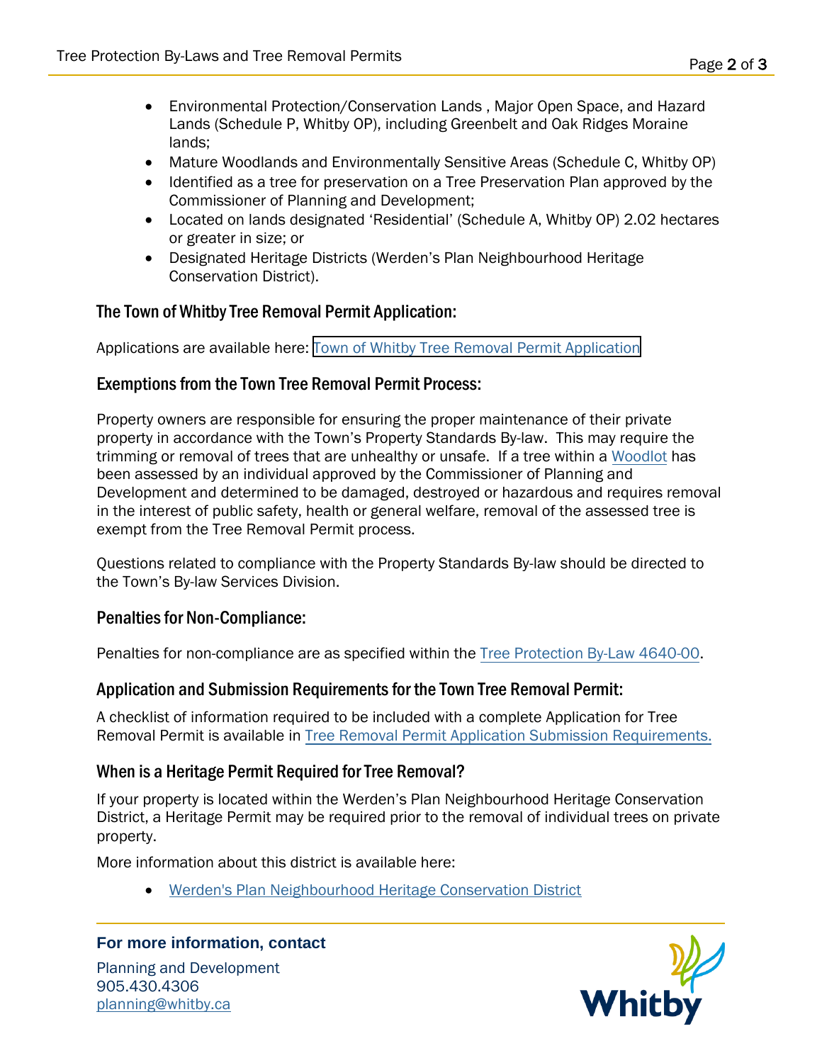- Environmental Protection/Conservation Lands , Major Open Space, and Hazard Lands (Schedule P, Whitby OP), including Greenbelt and Oak Ridges Moraine lands;
- Mature Woodlands and Environmentally Sensitive Areas (Schedule C, Whitby OP)
- Identified as a tree for preservation on a Tree Preservation Plan approved by the Commissioner of Planning and Development;
- Located on lands designated 'Residential' (Schedule A, Whitby OP) 2.02 hectares or greater in size; or
- Designated Heritage Districts (Werden's Plan Neighbourhood Heritage Conservation District).

## The Town of Whitby Tree Removal Permit Application:

Applications are available here: Town of Whitby Tree Removal Permit Application

## Exemptions from the Town Tree Removal Permit Process:

Property owners are responsible for ensuring the proper maintenance of their private property in accordance with the Town's Property Standards By-law. This may require the trimming or removal of trees that are unhealthy or unsafe. If a tree within a Woodlot has been assessed by an individual approved by the Commissioner of Planning and Development and determined to be damaged, destroyed or hazardous and requires removal in the interest of public safety, health or general welfare, removal of the assessed tree is exempt from the Tree Removal Permit process.

Questions related to compliance with the Property Standards By-law should be directed to the Town's By-law Services Division.

## Penalties for Non-Compliance:

Penalties for non-compliance are as specified within the Tree Protection By-Law 4640-00.

## Application and Submission Requirements for the Town Tree Removal Permit:

A checklist of information required to be included with a complete Application for Tree Removal Permit is available in Tree Removal Permit Application Submission Requirements.

## When is a Heritage Permit Required for Tree Removal?

If your property is located within the Werden's Plan Neighbourhood Heritage Conservation District, a Heritage Permit may be required prior to the removal of individual trees on private property.

More information about this district is available here:

- Werden's Plan Neighbourhood Heritage Conservation District

**For more information, contact**

Planning and Development
905.430.4306
planning@whitby.ca

Whitby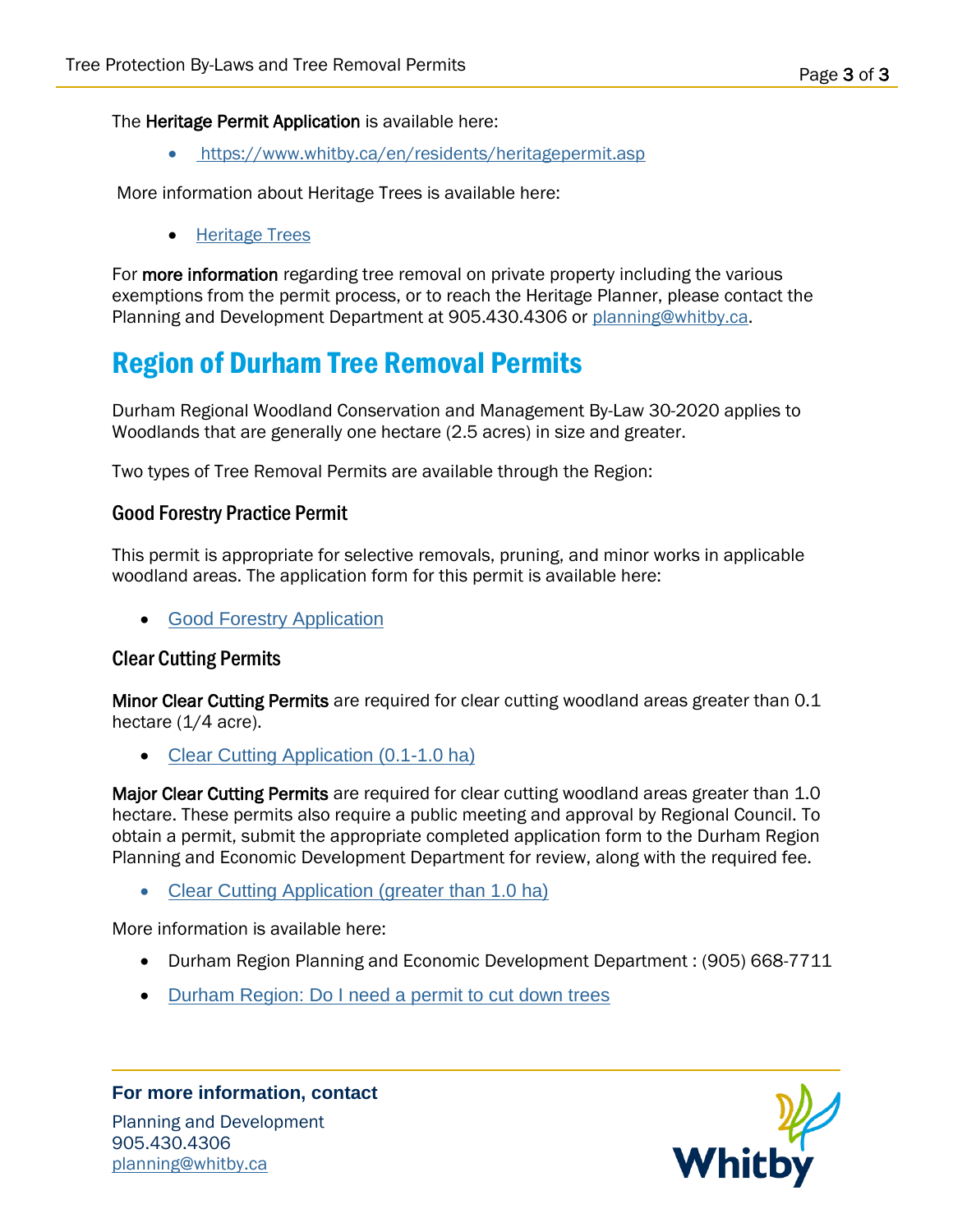The **Heritage Permit Application** is available here:

- https://www.whitby.ca/en/residents/heritagepermit.asp

More information about Heritage Trees is available here:

- Heritage Trees

For **more information** regarding tree removal on private property including the various exemptions from the permit process, or to reach the Heritage Planner, please contact the Planning and Development Department at 905.430.4306 or planning@whitby.ca.

# Region of Durham Tree Removal Permits

Durham Regional Woodland Conservation and Management By-Law 30-2020 applies to Woodlands that are generally one hectare (2.5 acres) in size and greater.

Two types of Tree Removal Permits are available through the Region:

## Good Forestry Practice Permit

This permit is appropriate for selective removals, pruning, and minor works in applicable woodland areas. The application form for this permit is available here:

- Good Forestry Application

## Clear Cutting Permits

**Minor Clear Cutting Permits** are required for clear cutting woodland areas greater than 0.1 hectare (1/4 acre).

- Clear Cutting Application (0.1-1.0 ha)

**Major Clear Cutting Permits** are required for clear cutting woodland areas greater than 1.0 hectare. These permits also require a public meeting and approval by Regional Council. To obtain a permit, submit the appropriate completed application form to the Durham Region Planning and Economic Development Department for review, along with the required fee.

- Clear Cutting Application (greater than 1.0 ha)

More information is available here:

- Durham Region Planning and Economic Development Department : (905) 668-7711
- Durham Region: Do I need a permit to cut down trees

**For more information, contact**

Planning and Development
905.430.4306
planning@whitby.ca

Whitby